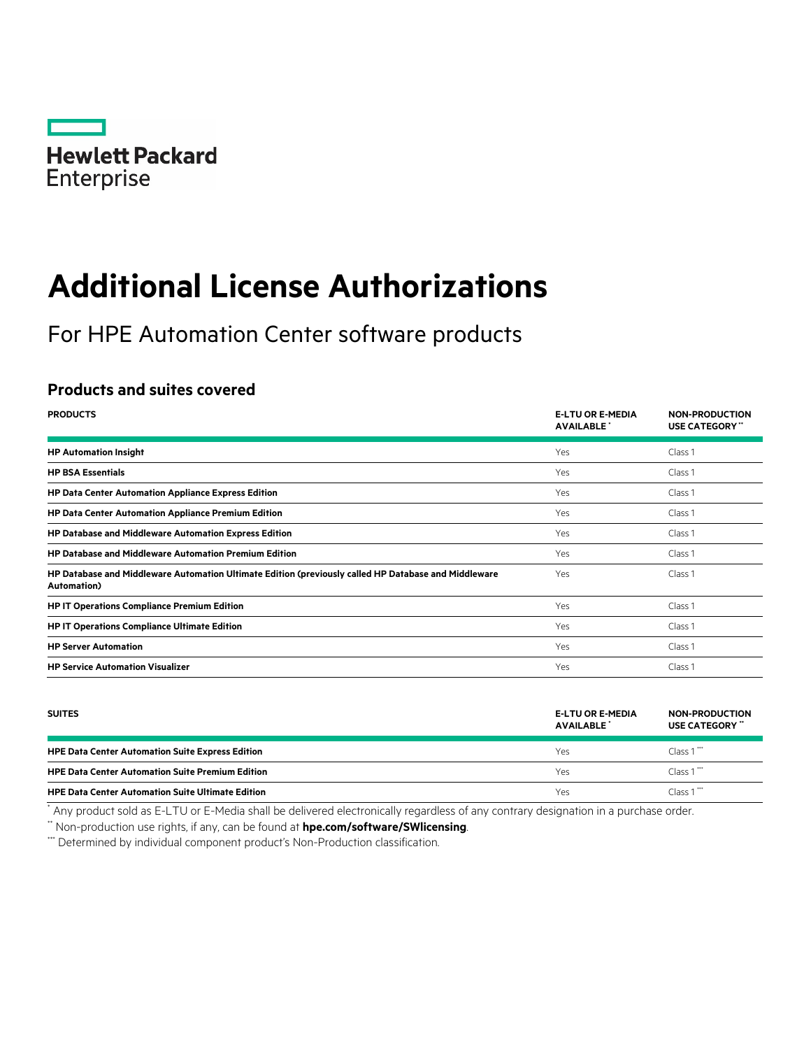Hewlett Packard Enterprise

# Additional License Authorizations

For HPE Automation Center software products

## Products and suites covered

| PRODUCTS | E-LTU OR E-MEDIA AVAILABLE * | NON-PRODUCTION USE CATEGORY ** |
|---|---|---|
| **HP Automation Insight** | Yes | Class 1 |
| **HP BSA Essentials** | Yes | Class 1 |
| **HP Data Center Automation Appliance Express Edition** | Yes | Class 1 |
| **HP Data Center Automation Appliance Premium Edition** | Yes | Class 1 |
| **HP Database and Middleware Automation Express Edition** | Yes | Class 1 |
| **HP Database and Middleware Automation Premium Edition** | Yes | Class 1 |
| **HP Database and Middleware Automation Ultimate Edition (previously called HP Database and Middleware Automation)** | Yes | Class 1 |
| **HP IT Operations Compliance Premium Edition** | Yes | Class 1 |
| **HP IT Operations Compliance Ultimate Edition** | Yes | Class 1 |
| **HP Server Automation** | Yes | Class 1 |
| **HP Service Automation Visualizer** | Yes | Class 1 |

| SUITES | E-LTU OR E-MEDIA AVAILABLE * | NON-PRODUCTION USE CATEGORY ** |
|---|---|---|
| **HPE Data Center Automation Suite Express Edition** | Yes | Class 1 *** |
| **HPE Data Center Automation Suite Premium Edition** | Yes | Class 1 *** |
| **HPE Data Center Automation Suite Ultimate Edition** | Yes | Class 1 *** |

* Any product sold as E-LTU or E-Media shall be delivered electronically regardless of any contrary designation in a purchase order.

** Non-production use rights, if any, can be found at **hpe.com/software/SWlicensing**.

*** Determined by individual component product's Non-Production classification.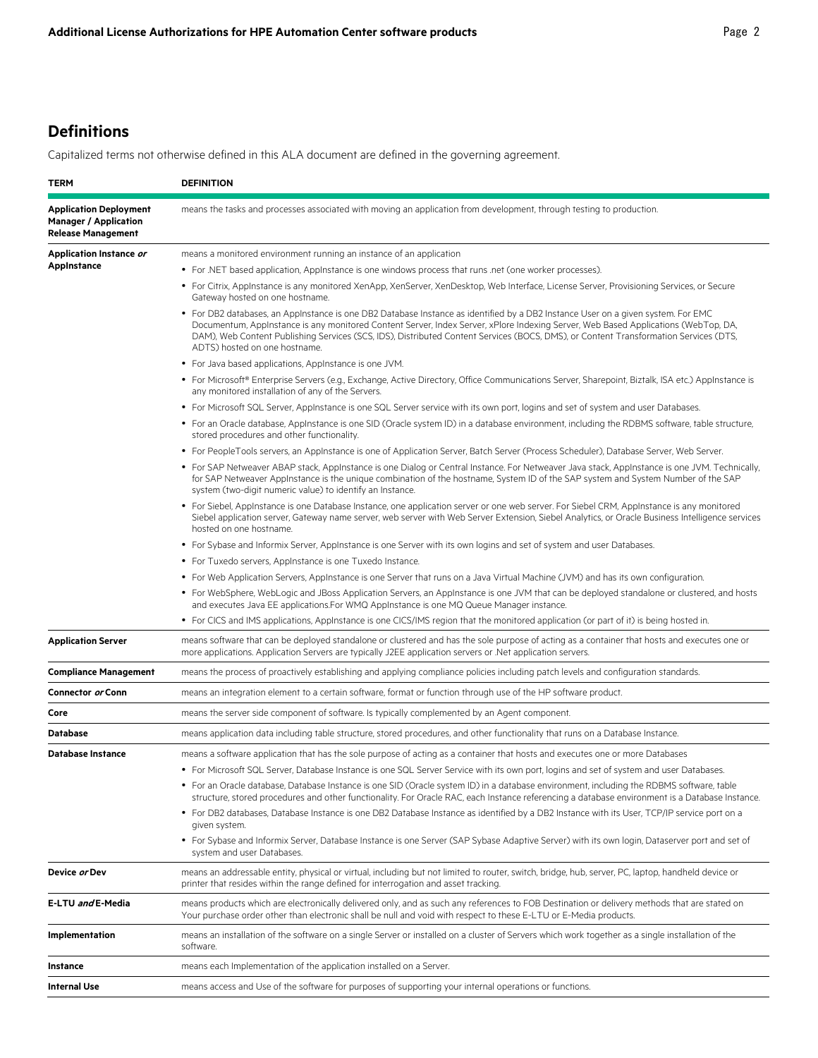## Definitions

Capitalized terms not otherwise defined in this ALA document are defined in the governing agreement.

| TERM | DEFINITION |
|---|---|
| **Application Deployment Manager / Application Release Management** | means the tasks and processes associated with moving an application from development, through testing to production. |
| **Application Instance *or* AppInstance** | means a monitored environment running an instance of an application<br>• For .NET based application, AppInstance is one windows process that runs .net (one worker processes).<br>• For Citrix, AppInstance is any monitored XenApp, XenServer, XenDesktop, Web Interface, License Server, Provisioning Services, or Secure Gateway hosted on one hostname.<br>• For DB2 databases, an AppInstance is one DB2 Database Instance as identified by a DB2 Instance User on a given system. For EMC Documentum, AppInstance is any monitored Content Server, Index Server, xPlore Indexing Server, Web Based Applications (WebTop, DA, DAM), Web Content Publishing Services (SCS, IDS), Distributed Content Services (BOCS, DMS), or Content Transformation Services (DTS, ADTS) hosted on one hostname.<br>• For Java based applications, AppInstance is one JVM.<br>• For Microsoft® Enterprise Servers (e.g., Exchange, Active Directory, Office Communications Server, Sharepoint, Biztalk, ISA etc.) AppInstance is any monitored installation of any of the Servers.<br>• For Microsoft SQL Server, AppInstance is one SQL Server service with its own port, logins and set of system and user Databases.<br>• For an Oracle database, AppInstance is one SID (Oracle system ID) in a database environment, including the RDBMS software, table structure, stored procedures and other functionality.<br>• For PeopleTools servers, an AppInstance is one of Application Server, Batch Server (Process Scheduler), Database Server, Web Server.<br>• For SAP Netweaver ABAP stack, AppInstance is one Dialog or Central Instance. For Netweaver Java stack, AppInstance is one JVM. Technically, for SAP Netweaver AppInstance is the unique combination of the hostname, System ID of the SAP system and System Number of the SAP system (two-digit numeric value) to identify an Instance.<br>• For Siebel, AppInstance is one Database Instance, one application server or one web server. For Siebel CRM, AppInstance is any monitored Siebel application server, Gateway name server, web server with Web Server Extension, Siebel Analytics, or Oracle Business Intelligence services hosted on one hostname.<br>• For Sybase and Informix Server, AppInstance is one Server with its own logins and set of system and user Databases.<br>• For Tuxedo servers, AppInstance is one Tuxedo Instance.<br>• For Web Application Servers, AppInstance is one Server that runs on a Java Virtual Machine (JVM) and has its own configuration.<br>• For WebSphere, WebLogic and JBoss Application Servers, an AppInstance is one JVM that can be deployed standalone or clustered, and hosts and executes Java EE applications.For WMQ AppInstance is one MQ Queue Manager instance.<br>• For CICS and IMS applications, AppInstance is one CICS/IMS region that the monitored application (or part of it) is being hosted in. |
| **Application Server** | means software that can be deployed standalone or clustered and has the sole purpose of acting as a container that hosts and executes one or more applications. Application Servers are typically J2EE application servers or .Net application servers. |
| **Compliance Management** | means the process of proactively establishing and applying compliance policies including patch levels and configuration standards. |
| **Connector *or* Conn** | means an integration element to a certain software, format or function through use of the HP software product. |
| **Core** | means the server side component of software. Is typically complemented by an Agent component. |
| **Database** | means application data including table structure, stored procedures, and other functionality that runs on a Database Instance. |
| **Database Instance** | means a software application that has the sole purpose of acting as a container that hosts and executes one or more Databases<br>• For Microsoft SQL Server, Database Instance is one SQL Server Service with its own port, logins and set of system and user Databases.<br>• For an Oracle database, Database Instance is one SID (Oracle system ID) in a database environment, including the RDBMS software, table structure, stored procedures and other functionality. For Oracle RAC, each Instance referencing a database environment is a Database Instance.<br>• For DB2 databases, Database Instance is one DB2 Database Instance as identified by a DB2 Instance with its User, TCP/IP service port on a given system.<br>• For Sybase and Informix Server, Database Instance is one Server (SAP Sybase Adaptive Server) with its own login, Dataserver port and set of system and user Databases. |
| **Device *or* Dev** | means an addressable entity, physical or virtual, including but not limited to router, switch, bridge, hub, server, PC, laptop, handheld device or printer that resides within the range defined for interrogation and asset tracking. |
| **E-LTU *and* E-Media** | means products which are electronically delivered only, and as such any references to FOB Destination or delivery methods that are stated on Your purchase order other than electronic shall be null and void with respect to these E-LTU or E-Media products. |
| **Implementation** | means an installation of the software on a single Server or installed on a cluster of Servers which work together as a single installation of the software. |
| **Instance** | means each Implementation of the application installed on a Server. |
| **Internal Use** | means access and Use of the software for purposes of supporting your internal operations or functions. |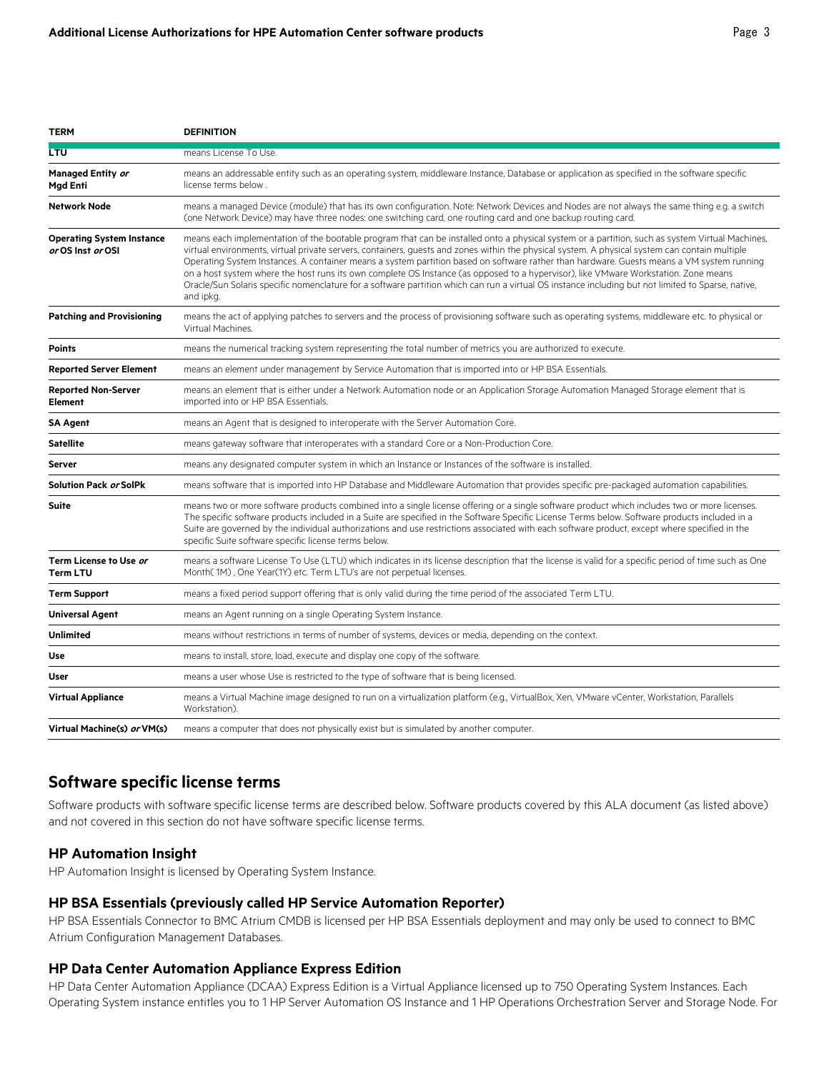| TERM | DEFINITION |
| --- | --- |
| LTU | means License To Use. |
| Managed Entity *or* Mgd Enti | means an addressable entity such as an operating system, middleware Instance, Database or application as specified in the software specific license terms below . |
| Network Node | means a managed Device (module) that has its own configuration. Note: Network Devices and Nodes are not always the same thing e.g. a switch (one Network Device) may have three nodes: one switching card, one routing card and one backup routing card. |
| Operating System Instance *or* OS Inst *or* OSI | means each implementation of the bootable program that can be installed onto a physical system or a partition, such as system Virtual Machines, virtual environments, virtual private servers, containers, guests and zones within the physical system. A physical system can contain multiple Operating System Instances. A container means a system partition based on software rather than hardware. Guests means a VM system running on a host system where the host runs its own complete OS Instance (as opposed to a hypervisor), like VMware Workstation. Zone means Oracle/Sun Solaris specific nomenclature for a software partition which can run a virtual OS instance including but not limited to Sparse, native, and ipkg. |
| Patching and Provisioning | means the act of applying patches to servers and the process of provisioning software such as operating systems, middleware etc. to physical or Virtual Machines. |
| Points | means the numerical tracking system representing the total number of metrics you are authorized to execute. |
| Reported Server Element | means an element under management by Service Automation that is imported into or HP BSA Essentials. |
| Reported Non-Server Element | means an element that is either under a Network Automation node or an Application Storage Automation Managed Storage element that is imported into or HP BSA Essentials. |
| SA Agent | means an Agent that is designed to interoperate with the Server Automation Core. |
| Satellite | means gateway software that interoperates with a standard Core or a Non-Production Core. |
| Server | means any designated computer system in which an Instance or Instances of the software is installed. |
| Solution Pack *or* SolPk | means software that is imported into HP Database and Middleware Automation that provides specific pre-packaged automation capabilities. |
| Suite | means two or more software products combined into a single license offering or a single software product which includes two or more licenses. The specific software products included in a Suite are specified in the Software Specific License Terms below. Software products included in a Suite are governed by the individual authorizations and use restrictions associated with each software product, except where specified in the specific Suite software specific license terms below. |
| Term License to Use *or* Term LTU | means a software License To Use (LTU) which indicates in its license description that the license is valid for a specific period of time such as One Month( 1M) , One Year(1Y) etc. Term LTU's are not perpetual licenses. |
| Term Support | means a fixed period support offering that is only valid during the time period of the associated Term LTU. |
| Universal Agent | means an Agent running on a single Operating System Instance. |
| Unlimited | means without restrictions in terms of number of systems, devices or media, depending on the context. |
| Use | means to install, store, load, execute and display one copy of the software. |
| User | means a user whose Use is restricted to the type of software that is being licensed. |
| Virtual Appliance | means a Virtual Machine image designed to run on a virtualization platform (e.g., VirtualBox, Xen, VMware vCenter, Workstation, Parallels Workstation). |
| Virtual Machine(s) *or* VM(s) | means a computer that does not physically exist but is simulated by another computer. |

## Software specific license terms

Software products with software specific license terms are described below. Software products covered by this ALA document (as listed above) and not covered in this section do not have software specific license terms.

### HP Automation Insight

HP Automation Insight is licensed by Operating System Instance.

### HP BSA Essentials (previously called HP Service Automation Reporter)

HP BSA Essentials Connector to BMC Atrium CMDB is licensed per HP BSA Essentials deployment and may only be used to connect to BMC Atrium Configuration Management Databases.

### HP Data Center Automation Appliance Express Edition

HP Data Center Automation Appliance (DCAA) Express Edition is a Virtual Appliance licensed up to 750 Operating System Instances. Each Operating System instance entitles you to 1 HP Server Automation OS Instance and 1 HP Operations Orchestration Server and Storage Node. For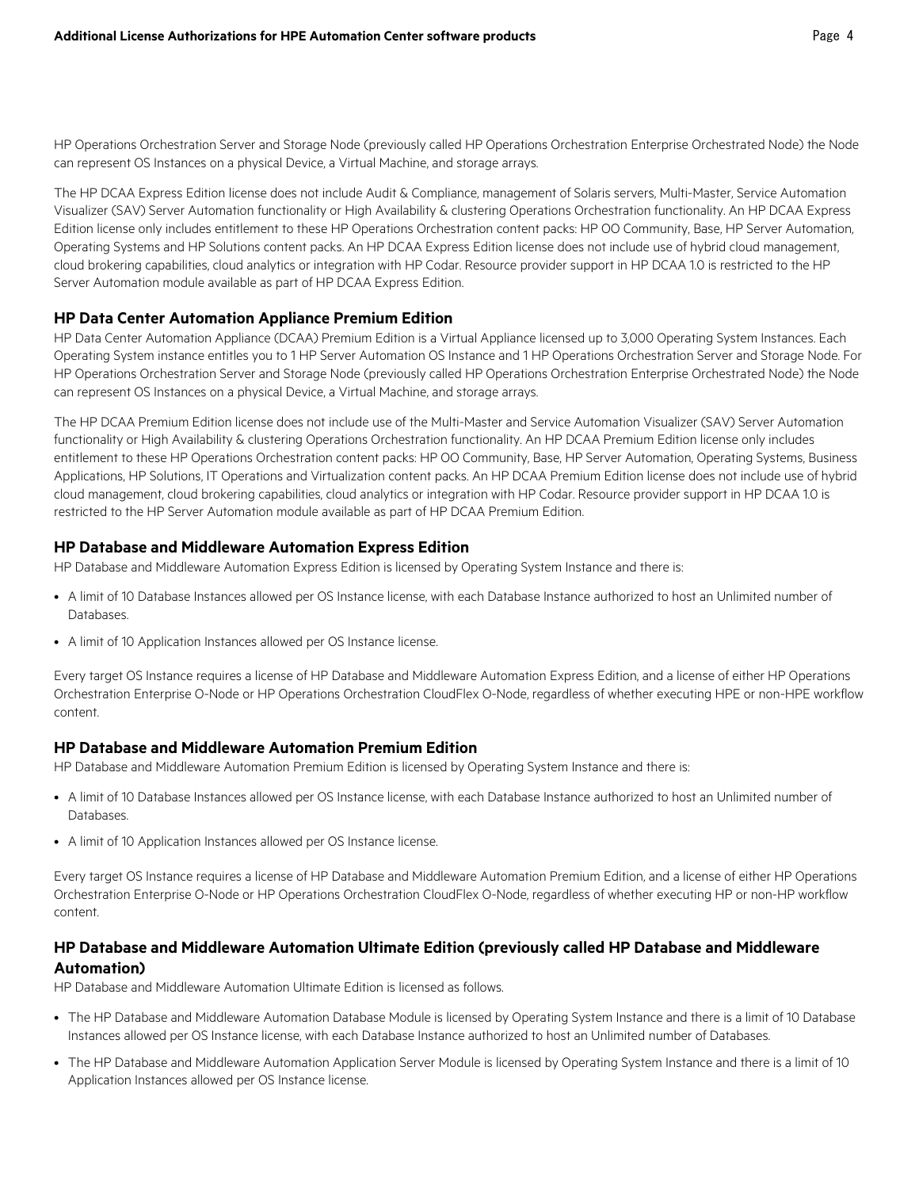HP Operations Orchestration Server and Storage Node (previously called HP Operations Orchestration Enterprise Orchestrated Node) the Node can represent OS Instances on a physical Device, a Virtual Machine, and storage arrays.

The HP DCAA Express Edition license does not include Audit & Compliance, management of Solaris servers, Multi-Master, Service Automation Visualizer (SAV) Server Automation functionality or High Availability & clustering Operations Orchestration functionality. An HP DCAA Express Edition license only includes entitlement to these HP Operations Orchestration content packs: HP OO Community, Base, HP Server Automation, Operating Systems and HP Solutions content packs. An HP DCAA Express Edition license does not include use of hybrid cloud management, cloud brokering capabilities, cloud analytics or integration with HP Codar. Resource provider support in HP DCAA 1.0 is restricted to the HP Server Automation module available as part of HP DCAA Express Edition.

### HP Data Center Automation Appliance Premium Edition

HP Data Center Automation Appliance (DCAA) Premium Edition is a Virtual Appliance licensed up to 3,000 Operating System Instances. Each Operating System instance entitles you to 1 HP Server Automation OS Instance and 1 HP Operations Orchestration Server and Storage Node. For HP Operations Orchestration Server and Storage Node (previously called HP Operations Orchestration Enterprise Orchestrated Node) the Node can represent OS Instances on a physical Device, a Virtual Machine, and storage arrays.

The HP DCAA Premium Edition license does not include use of the Multi-Master and Service Automation Visualizer (SAV) Server Automation functionality or High Availability & clustering Operations Orchestration functionality. An HP DCAA Premium Edition license only includes entitlement to these HP Operations Orchestration content packs: HP OO Community, Base, HP Server Automation, Operating Systems, Business Applications, HP Solutions, IT Operations and Virtualization content packs. An HP DCAA Premium Edition license does not include use of hybrid cloud management, cloud brokering capabilities, cloud analytics or integration with HP Codar. Resource provider support in HP DCAA 1.0 is restricted to the HP Server Automation module available as part of HP DCAA Premium Edition.

### HP Database and Middleware Automation Express Edition

HP Database and Middleware Automation Express Edition is licensed by Operating System Instance and there is:

- A limit of 10 Database Instances allowed per OS Instance license, with each Database Instance authorized to host an Unlimited number of Databases.
- A limit of 10 Application Instances allowed per OS Instance license.

Every target OS Instance requires a license of HP Database and Middleware Automation Express Edition, and a license of either HP Operations Orchestration Enterprise O-Node or HP Operations Orchestration CloudFlex O-Node, regardless of whether executing HPE or non-HPE workflow content.

### HP Database and Middleware Automation Premium Edition

HP Database and Middleware Automation Premium Edition is licensed by Operating System Instance and there is:

- A limit of 10 Database Instances allowed per OS Instance license, with each Database Instance authorized to host an Unlimited number of Databases.
- A limit of 10 Application Instances allowed per OS Instance license.

Every target OS Instance requires a license of HP Database and Middleware Automation Premium Edition, and a license of either HP Operations Orchestration Enterprise O-Node or HP Operations Orchestration CloudFlex O-Node, regardless of whether executing HP or non-HP workflow content.

### HP Database and Middleware Automation Ultimate Edition (previously called HP Database and Middleware Automation)

HP Database and Middleware Automation Ultimate Edition is licensed as follows.

- The HP Database and Middleware Automation Database Module is licensed by Operating System Instance and there is a limit of 10 Database Instances allowed per OS Instance license, with each Database Instance authorized to host an Unlimited number of Databases.
- The HP Database and Middleware Automation Application Server Module is licensed by Operating System Instance and there is a limit of 10 Application Instances allowed per OS Instance license.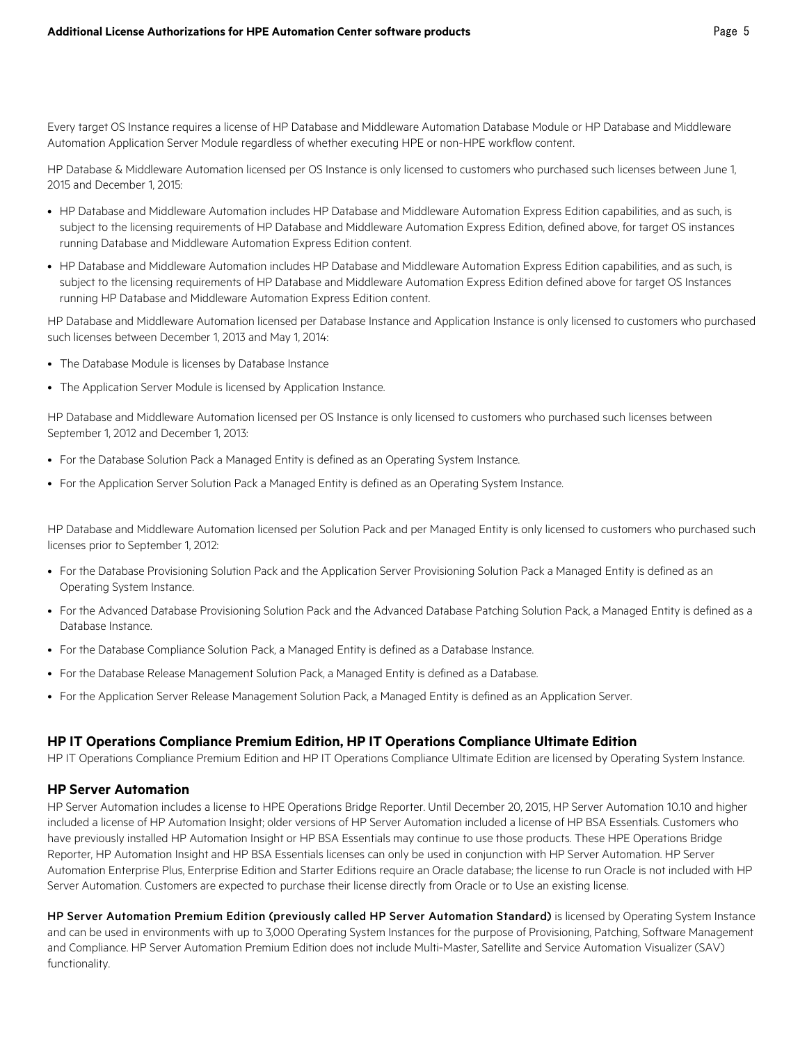Every target OS Instance requires a license of HP Database and Middleware Automation Database Module or HP Database and Middleware Automation Application Server Module regardless of whether executing HPE or non-HPE workflow content.

HP Database & Middleware Automation licensed per OS Instance is only licensed to customers who purchased such licenses between June 1, 2015 and December 1, 2015:

- HP Database and Middleware Automation includes HP Database and Middleware Automation Express Edition capabilities, and as such, is subject to the licensing requirements of HP Database and Middleware Automation Express Edition, defined above, for target OS instances running Database and Middleware Automation Express Edition content.
- HP Database and Middleware Automation includes HP Database and Middleware Automation Express Edition capabilities, and as such, is subject to the licensing requirements of HP Database and Middleware Automation Express Edition defined above for target OS Instances running HP Database and Middleware Automation Express Edition content.

HP Database and Middleware Automation licensed per Database Instance and Application Instance is only licensed to customers who purchased such licenses between December 1, 2013 and May 1, 2014:

- The Database Module is licenses by Database Instance
- The Application Server Module is licensed by Application Instance.

HP Database and Middleware Automation licensed per OS Instance is only licensed to customers who purchased such licenses between September 1, 2012 and December 1, 2013:

- For the Database Solution Pack a Managed Entity is defined as an Operating System Instance.
- For the Application Server Solution Pack a Managed Entity is defined as an Operating System Instance.

HP Database and Middleware Automation licensed per Solution Pack and per Managed Entity is only licensed to customers who purchased such licenses prior to September 1, 2012:

- For the Database Provisioning Solution Pack and the Application Server Provisioning Solution Pack a Managed Entity is defined as an Operating System Instance.
- For the Advanced Database Provisioning Solution Pack and the Advanced Database Patching Solution Pack, a Managed Entity is defined as a Database Instance.
- For the Database Compliance Solution Pack, a Managed Entity is defined as a Database Instance.
- For the Database Release Management Solution Pack, a Managed Entity is defined as a Database.
- For the Application Server Release Management Solution Pack, a Managed Entity is defined as an Application Server.

## HP IT Operations Compliance Premium Edition, HP IT Operations Compliance Ultimate Edition

HP IT Operations Compliance Premium Edition and HP IT Operations Compliance Ultimate Edition are licensed by Operating System Instance.

## HP Server Automation

HP Server Automation includes a license to HPE Operations Bridge Reporter. Until December 20, 2015, HP Server Automation 10.10 and higher included a license of HP Automation Insight; older versions of HP Server Automation included a license of HP BSA Essentials. Customers who have previously installed HP Automation Insight or HP BSA Essentials may continue to use those products. These HPE Operations Bridge Reporter, HP Automation Insight and HP BSA Essentials licenses can only be used in conjunction with HP Server Automation. HP Server Automation Enterprise Plus, Enterprise Edition and Starter Editions require an Oracle database; the license to run Oracle is not included with HP Server Automation. Customers are expected to purchase their license directly from Oracle or to Use an existing license.

**HP Server Automation Premium Edition (previously called HP Server Automation Standard)** is licensed by Operating System Instance and can be used in environments with up to 3,000 Operating System Instances for the purpose of Provisioning, Patching, Software Management and Compliance. HP Server Automation Premium Edition does not include Multi-Master, Satellite and Service Automation Visualizer (SAV) functionality.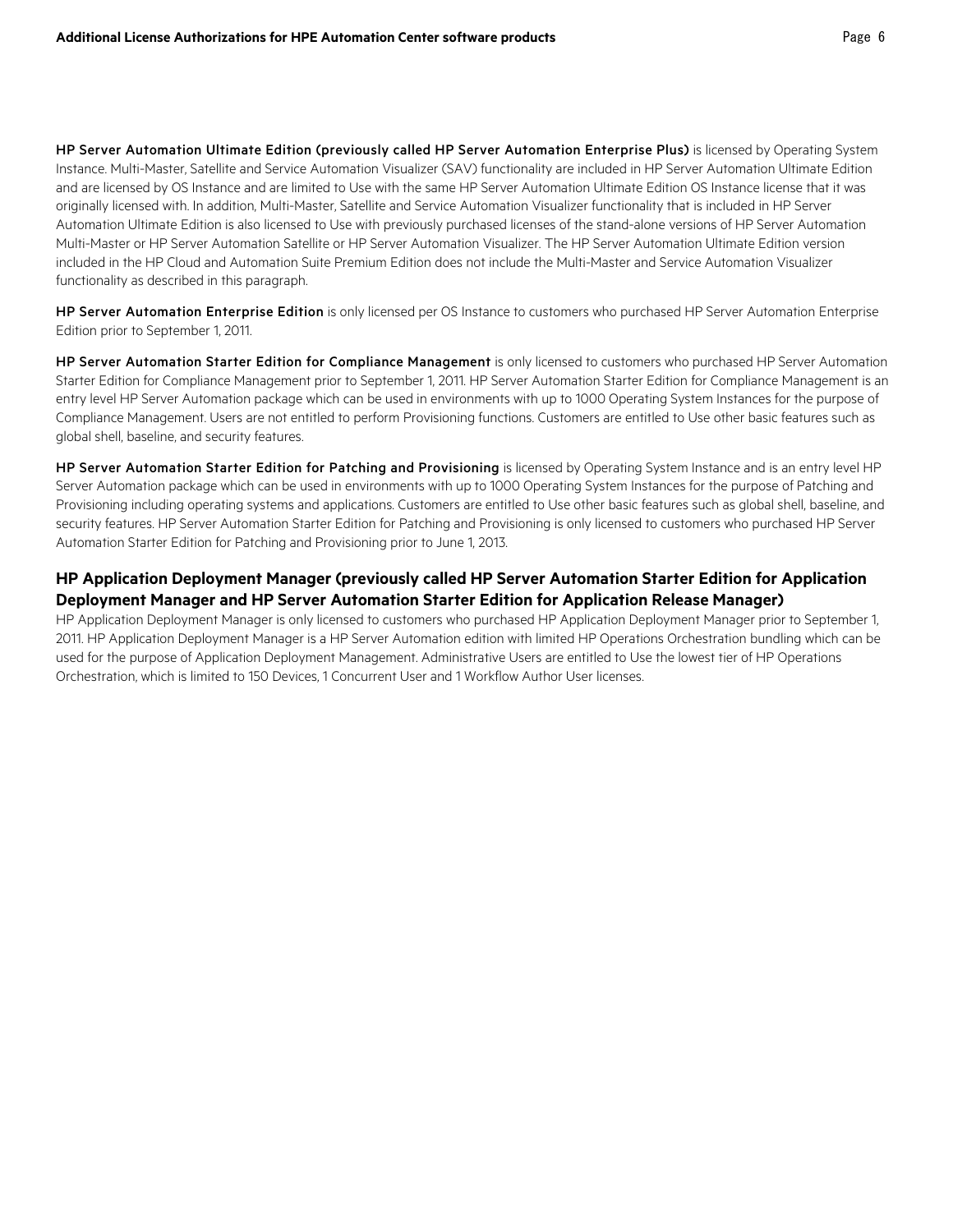**HP Server Automation Ultimate Edition (previously called HP Server Automation Enterprise Plus)** is licensed by Operating System Instance. Multi-Master, Satellite and Service Automation Visualizer (SAV) functionality are included in HP Server Automation Ultimate Edition and are licensed by OS Instance and are limited to Use with the same HP Server Automation Ultimate Edition OS Instance license that it was originally licensed with. In addition, Multi-Master, Satellite and Service Automation Visualizer functionality that is included in HP Server Automation Ultimate Edition is also licensed to Use with previously purchased licenses of the stand-alone versions of HP Server Automation Multi-Master or HP Server Automation Satellite or HP Server Automation Visualizer. The HP Server Automation Ultimate Edition version included in the HP Cloud and Automation Suite Premium Edition does not include the Multi-Master and Service Automation Visualizer functionality as described in this paragraph.

**HP Server Automation Enterprise Edition** is only licensed per OS Instance to customers who purchased HP Server Automation Enterprise Edition prior to September 1, 2011.

**HP Server Automation Starter Edition for Compliance Management** is only licensed to customers who purchased HP Server Automation Starter Edition for Compliance Management prior to September 1, 2011. HP Server Automation Starter Edition for Compliance Management is an entry level HP Server Automation package which can be used in environments with up to 1000 Operating System Instances for the purpose of Compliance Management. Users are not entitled to perform Provisioning functions. Customers are entitled to Use other basic features such as global shell, baseline, and security features.

**HP Server Automation Starter Edition for Patching and Provisioning** is licensed by Operating System Instance and is an entry level HP Server Automation package which can be used in environments with up to 1000 Operating System Instances for the purpose of Patching and Provisioning including operating systems and applications. Customers are entitled to Use other basic features such as global shell, baseline, and security features. HP Server Automation Starter Edition for Patching and Provisioning is only licensed to customers who purchased HP Server Automation Starter Edition for Patching and Provisioning prior to June 1, 2013.

## HP Application Deployment Manager (previously called HP Server Automation Starter Edition for Application Deployment Manager and HP Server Automation Starter Edition for Application Release Manager)

HP Application Deployment Manager is only licensed to customers who purchased HP Application Deployment Manager prior to September 1, 2011. HP Application Deployment Manager is a HP Server Automation edition with limited HP Operations Orchestration bundling which can be used for the purpose of Application Deployment Management. Administrative Users are entitled to Use the lowest tier of HP Operations Orchestration, which is limited to 150 Devices, 1 Concurrent User and 1 Workflow Author User licenses.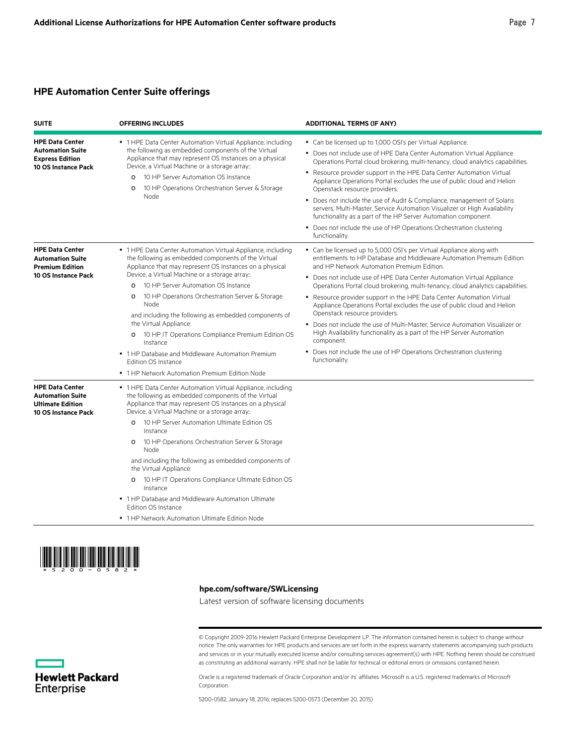## HPE Automation Center Suite offerings

| SUITE | OFFERING INCLUDES | ADDITIONAL TERMS (IF ANY) |
|---|---|---|
| **HPE Data Center Automation Suite Express Edition 10 OS Instance Pack** | • 1 HPE Data Center Automation Virtual Appliance, including the following as embedded components of the Virtual Appliance that may represent OS Instances on a physical Device, a Virtual Machine or a storage array::<br>o 10 HP Server Automation OS Instance<br>o 10 HP Operations Orchestration Server & Storage Node | • Can be licensed up to 1,000 OSI's per Virtual Appliance.<br>• Does not include use of HPE Data Center Automation Virtual Appliance Operations Portal cloud brokering, multi-tenancy, cloud analytics capabilities.<br>• Resource provider support in the HPE Data Center Automation Virtual Appliance Operations Portal excludes the use of public cloud and Helion Openstack resource providers.<br>• Does not include the use of Audit & Compliance, management of Solaris servers, Multi-Master, Service Automation Visualizer or High Availability functionality as a part of the HP Server Automation component.<br>• Does not include the use of HP Operations Orchestration clustering functionality. |
| **HPE Data Center Automation Suite Premium Edition 10 OS Instance Pack** | • 1 HPE Data Center Automation Virtual Appliance, including the following as embedded components of the Virtual Appliance that may represent OS Instances on a physical Device, a Virtual Machine or a storage array::<br>o 10 HP Server Automation OS Instance<br>o 10 HP Operations Orchestration Server & Storage Node<br>and including the following as embedded components of the Virtual Appliance:<br>o 10 HP IT Operations Compliance Premium Edition OS Instance<br>• 1 HP Database and Middleware Automation Premium Edition OS Instance<br>• 1 HP Network Automation Premium Edition Node | • Can be licensed up to 5,000 OSI's per Virtual Appliance along with entitlements to HP Database and Middleware Automation Premium Edition and HP Network Automation Premium Edition.<br>• Does not include use of HPE Data Center Automation Virtual Appliance Operations Portal cloud brokering, multi-tenancy, cloud analytics capabilities.<br>• Resource provider support in the HPE Data Center Automation Virtual Appliance Operations Portal excludes the use of public cloud and Helion Openstack resource providers.<br>• Does not include the use of Multi-Master, Service Automation Visualizer or High Availability functionality as a part of the HP Server Automation component.<br>• Does not include the use of HP Operations Orchestration clustering functionality. |
| **HPE Data Center Automation Suite Ultimate Edition 10 OS Instance Pack** | • 1 HPE Data Center Automation Virtual Appliance, including the following as embedded components of the Virtual Appliance that may represent OS Instances on a physical Device, a Virtual Machine or a storage array::<br>o 10 HP Server Automation Ultimate Edition OS Instance<br>o 10 HP Operations Orchestration Server & Storage Node<br>and including the following as embedded components of the Virtual Appliance:<br>o 10 HP IT Operations Compliance Ultimate Edition OS Instance<br>• 1 HP Database and Middleware Automation Ultimate Edition OS Instance<br>• 1 HP Network Automation Ultimate Edition Node | |

**hpe.com/software/SWLicensing**

Latest version of software licensing documents

© Copyright 2009-2016 Hewlett Packard Enterprise Development LP. The information contained herein is subject to change without notice. The only warranties for HPE products and services are set forth in the express warranty statements accompanying such products and services or in your mutually executed license and/or consulting services agreement(s) with HPE. Nothing herein should be construed as constituting an additional warranty. HPE shall not be liable for technical or editorial errors or omissions contained herein.

Oracle is a registered trademark of Oracle Corporation and/or its' affiliates. Microsoft is a U.S. registered trademarks of Microsoft Corporation.

5200-0582, January 18, 2016; replaces 5200-0573 (December 20, 2015)